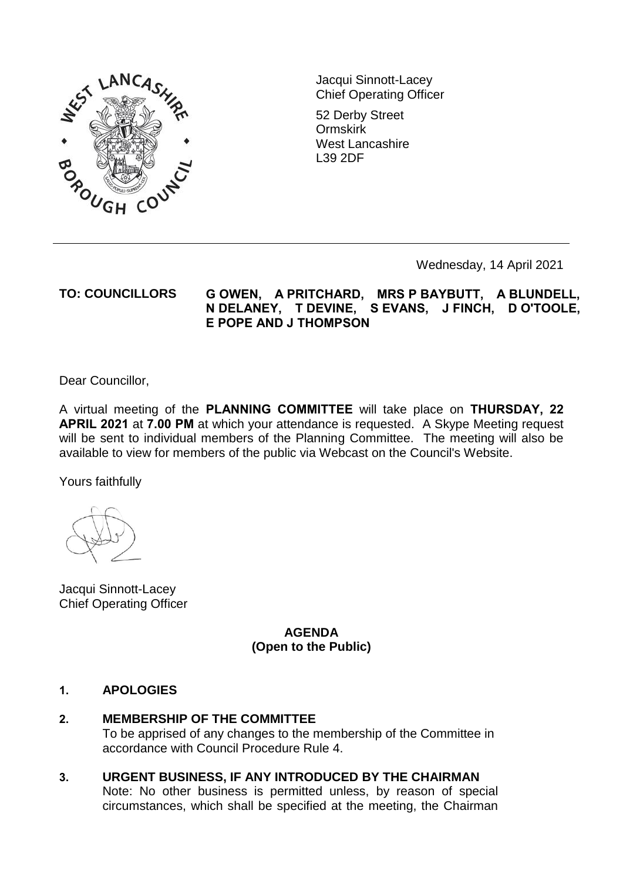Jacqui Sinnott-Lacey
Chief Operating Officer

52 Derby Street
Ormskirk
West Lancashire
L39 2DF

---

Wednesday, 14 April 2021

**TO: COUNCILLORS G OWEN, A PRITCHARD, MRS P BAYBUTT, A BLUNDELL, N DELANEY, T DEVINE, S EVANS, J FINCH, D O'TOOLE, E POPE AND J THOMPSON**

Dear Councillor,

A virtual meeting of the **PLANNING COMMITTEE** will take place on **THURSDAY, 22 APRIL 2021** at **7.00 PM** at which your attendance is requested. A Skype Meeting request will be sent to individual members of the Planning Committee. The meeting will also be available to view for members of the public via Webcast on the Council's Website.

Yours faithfully

Jacqui Sinnott-Lacey
Chief Operating Officer

## AGENDA
### (Open to the Public)

**1. APOLOGIES**

**2. MEMBERSHIP OF THE COMMITTEE**
To be apprised of any changes to the membership of the Committee in accordance with Council Procedure Rule 4.

**3. URGENT BUSINESS, IF ANY INTRODUCED BY THE CHAIRMAN**
Note: No other business is permitted unless, by reason of special circumstances, which shall be specified at the meeting, the Chairman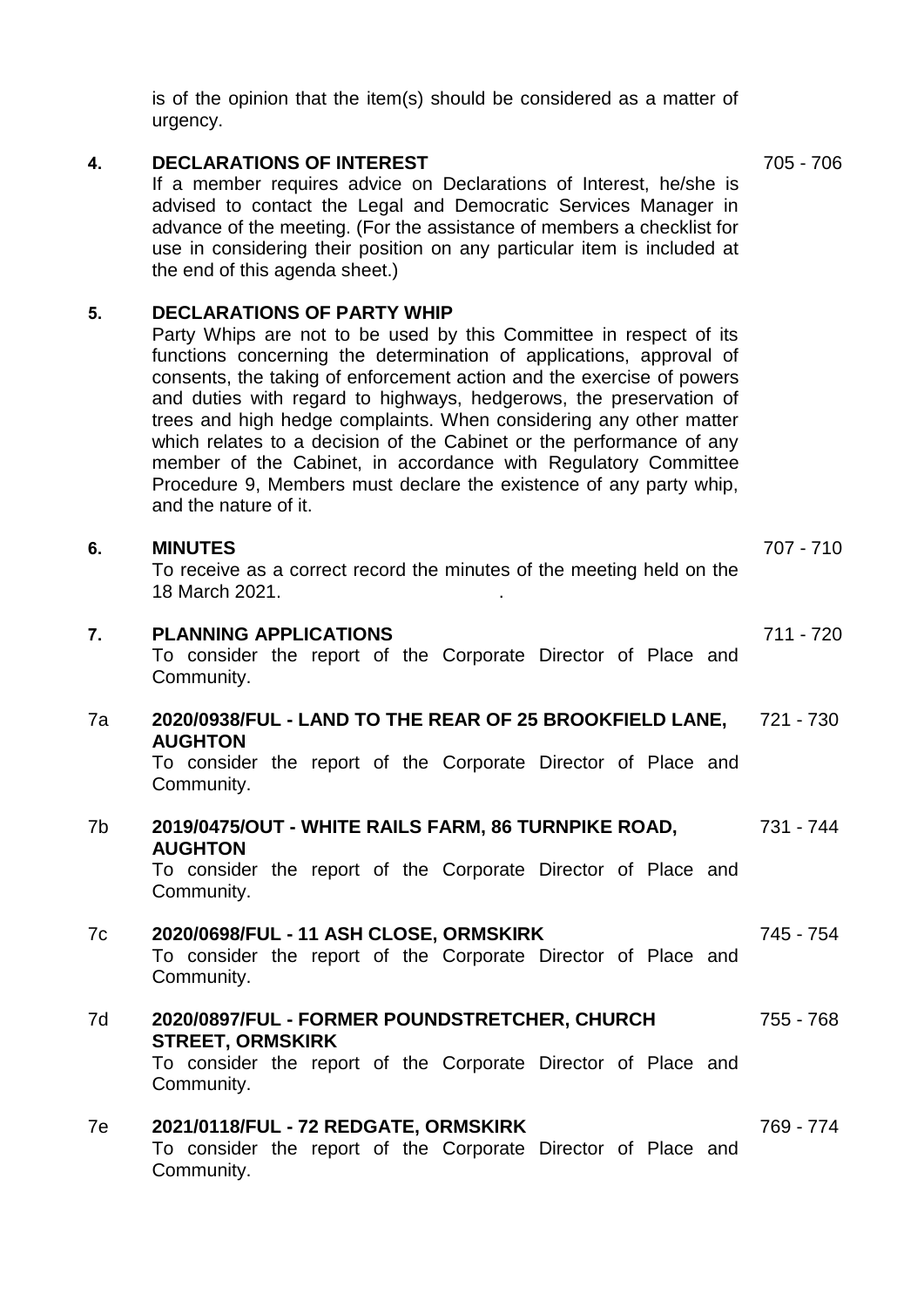is of the opinion that the item(s) should be considered as a matter of urgency.

**4. DECLARATIONS OF INTEREST** — 705 - 706

If a member requires advice on Declarations of Interest, he/she is advised to contact the Legal and Democratic Services Manager in advance of the meeting. (For the assistance of members a checklist for use in considering their position on any particular item is included at the end of this agenda sheet.)

**5. DECLARATIONS OF PARTY WHIP**

Party Whips are not to be used by this Committee in respect of its functions concerning the determination of applications, approval of consents, the taking of enforcement action and the exercise of powers and duties with regard to highways, hedgerows, the preservation of trees and high hedge complaints. When considering any other matter which relates to a decision of the Cabinet or the performance of any member of the Cabinet, in accordance with Regulatory Committee Procedure 9, Members must declare the existence of any party whip, and the nature of it.

**6. MINUTES** — 707 - 710

To receive as a correct record the minutes of the meeting held on the 18 March 2021.

**7. PLANNING APPLICATIONS** — 711 - 720

To consider the report of the Corporate Director of Place and Community.

7a **2020/0938/FUL - LAND TO THE REAR OF 25 BROOKFIELD LANE, AUGHTON** — 721 - 730

To consider the report of the Corporate Director of Place and Community.

7b **2019/0475/OUT - WHITE RAILS FARM, 86 TURNPIKE ROAD, AUGHTON** — 731 - 744

To consider the report of the Corporate Director of Place and Community.

7c **2020/0698/FUL - 11 ASH CLOSE, ORMSKIRK** — 745 - 754

To consider the report of the Corporate Director of Place and Community.

7d **2020/0897/FUL - FORMER POUNDSTRETCHER, CHURCH STREET, ORMSKIRK** — 755 - 768

To consider the report of the Corporate Director of Place and Community.

7e **2021/0118/FUL - 72 REDGATE, ORMSKIRK** — 769 - 774

To consider the report of the Corporate Director of Place and Community.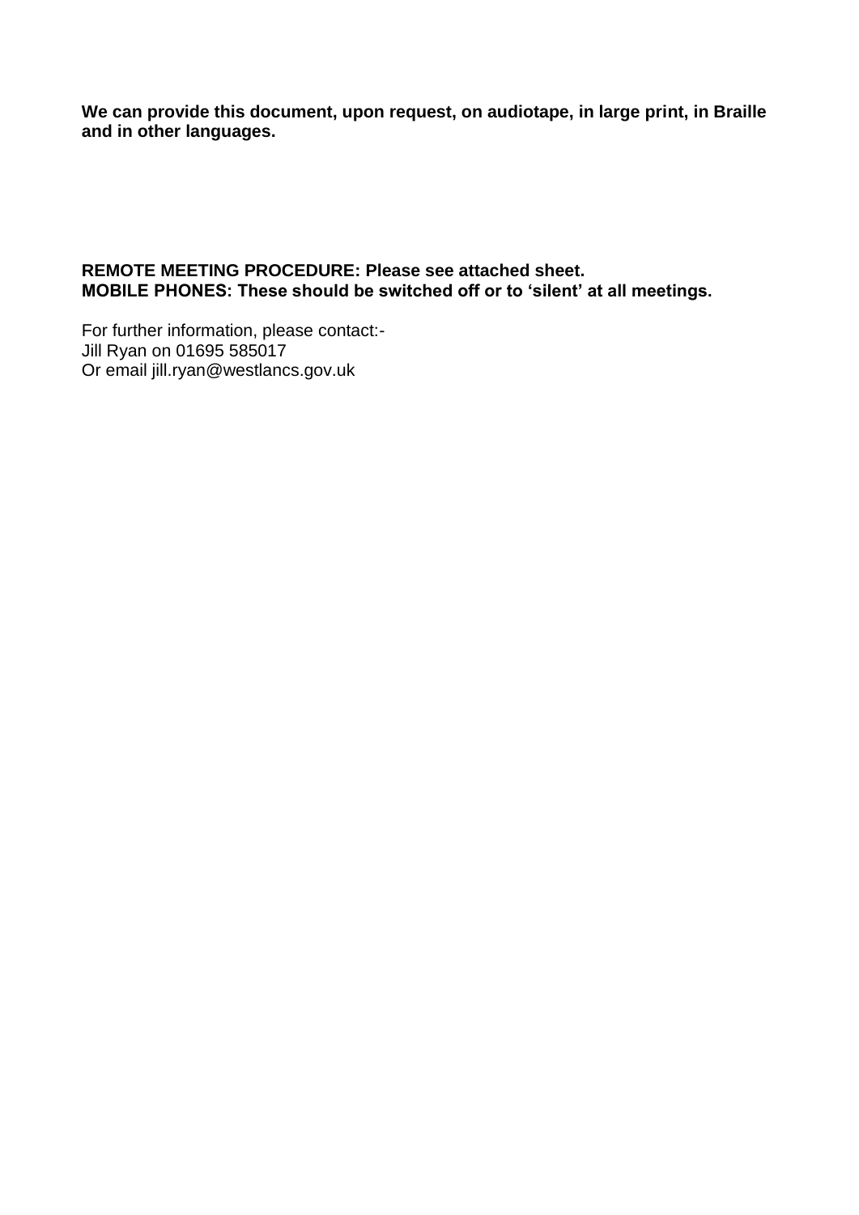**We can provide this document, upon request, on audiotape, in large print, in Braille and in other languages.**

**REMOTE MEETING PROCEDURE: Please see attached sheet.**
**MOBILE PHONES: These should be switched off or to 'silent' at all meetings.**

For further information, please contact:-
Jill Ryan on 01695 585017
Or email jill.ryan@westlancs.gov.uk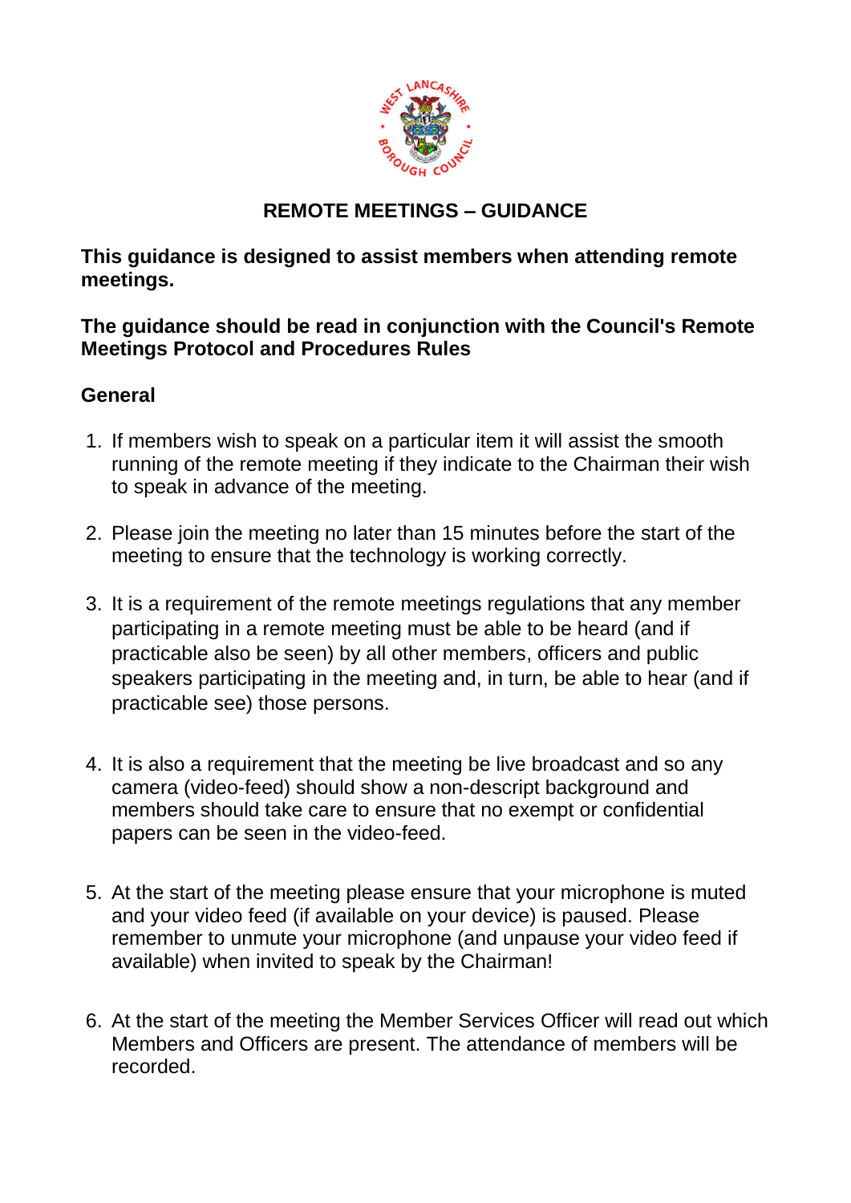# REMOTE MEETINGS – GUIDANCE

**This guidance is designed to assist members when attending remote meetings.**

**The guidance should be read in conjunction with the Council's Remote Meetings Protocol and Procedures Rules**

## General

1. If members wish to speak on a particular item it will assist the smooth running of the remote meeting if they indicate to the Chairman their wish to speak in advance of the meeting.

2. Please join the meeting no later than 15 minutes before the start of the meeting to ensure that the technology is working correctly.

3. It is a requirement of the remote meetings regulations that any member participating in a remote meeting must be able to be heard (and if practicable also be seen) by all other members, officers and public speakers participating in the meeting and, in turn, be able to hear (and if practicable see) those persons.

4. It is also a requirement that the meeting be live broadcast and so any camera (video-feed) should show a non-descript background and members should take care to ensure that no exempt or confidential papers can be seen in the video-feed.

5. At the start of the meeting please ensure that your microphone is muted and your video feed (if available on your device) is paused. Please remember to unmute your microphone (and unpause your video feed if available) when invited to speak by the Chairman!

6. At the start of the meeting the Member Services Officer will read out which Members and Officers are present. The attendance of members will be recorded.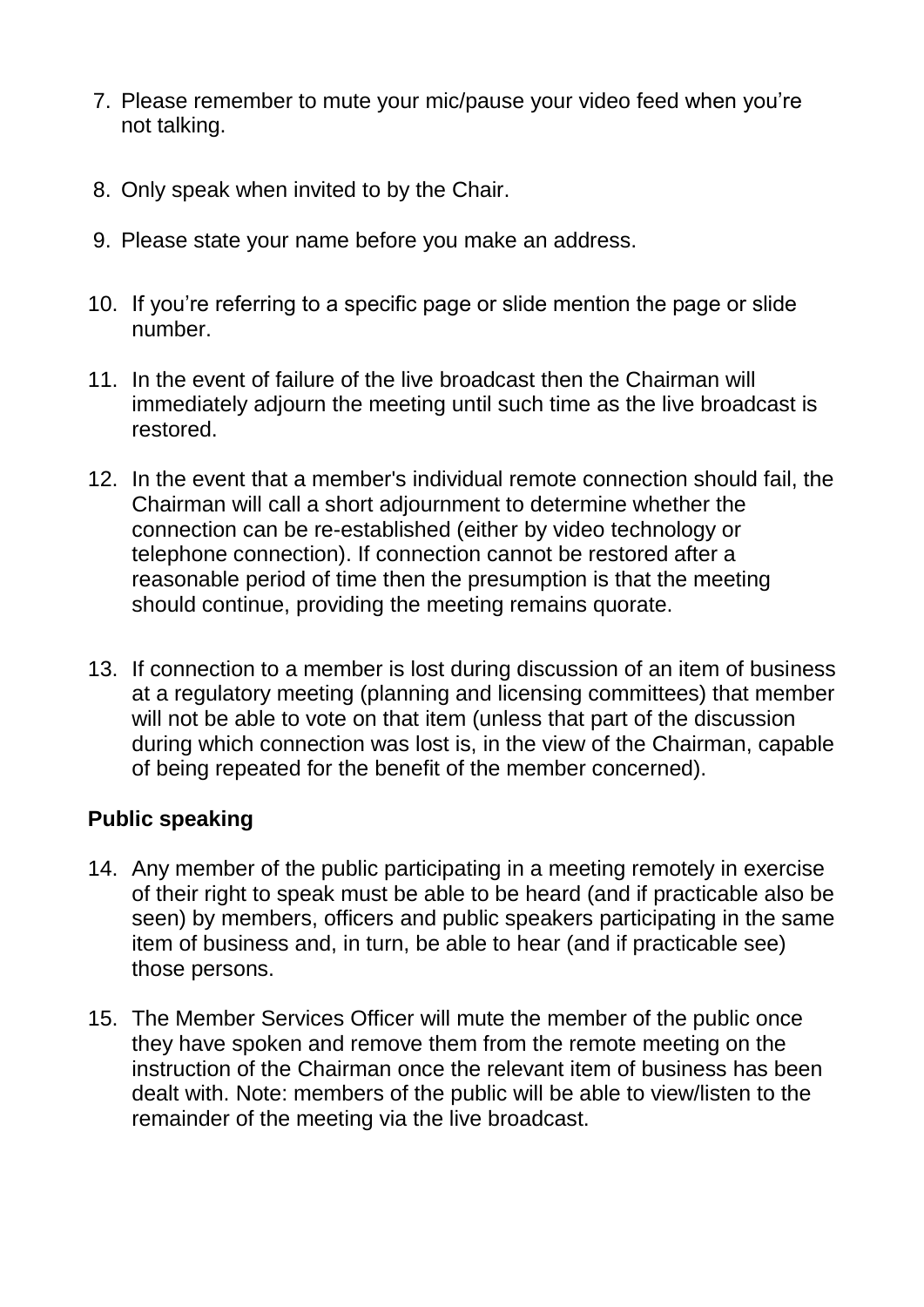7. Please remember to mute your mic/pause your video feed when you're not talking.

8. Only speak when invited to by the Chair.

9. Please state your name before you make an address.

10. If you're referring to a specific page or slide mention the page or slide number.

11. In the event of failure of the live broadcast then the Chairman will immediately adjourn the meeting until such time as the live broadcast is restored.

12. In the event that a member's individual remote connection should fail, the Chairman will call a short adjournment to determine whether the connection can be re-established (either by video technology or telephone connection). If connection cannot be restored after a reasonable period of time then the presumption is that the meeting should continue, providing the meeting remains quorate.

13. If connection to a member is lost during discussion of an item of business at a regulatory meeting (planning and licensing committees) that member will not be able to vote on that item (unless that part of the discussion during which connection was lost is, in the view of the Chairman, capable of being repeated for the benefit of the member concerned).

**Public speaking**

14. Any member of the public participating in a meeting remotely in exercise of their right to speak must be able to be heard (and if practicable also be seen) by members, officers and public speakers participating in the same item of business and, in turn, be able to hear (and if practicable see) those persons.

15. The Member Services Officer will mute the member of the public once they have spoken and remove them from the remote meeting on the instruction of the Chairman once the relevant item of business has been dealt with. Note: members of the public will be able to view/listen to the remainder of the meeting via the live broadcast.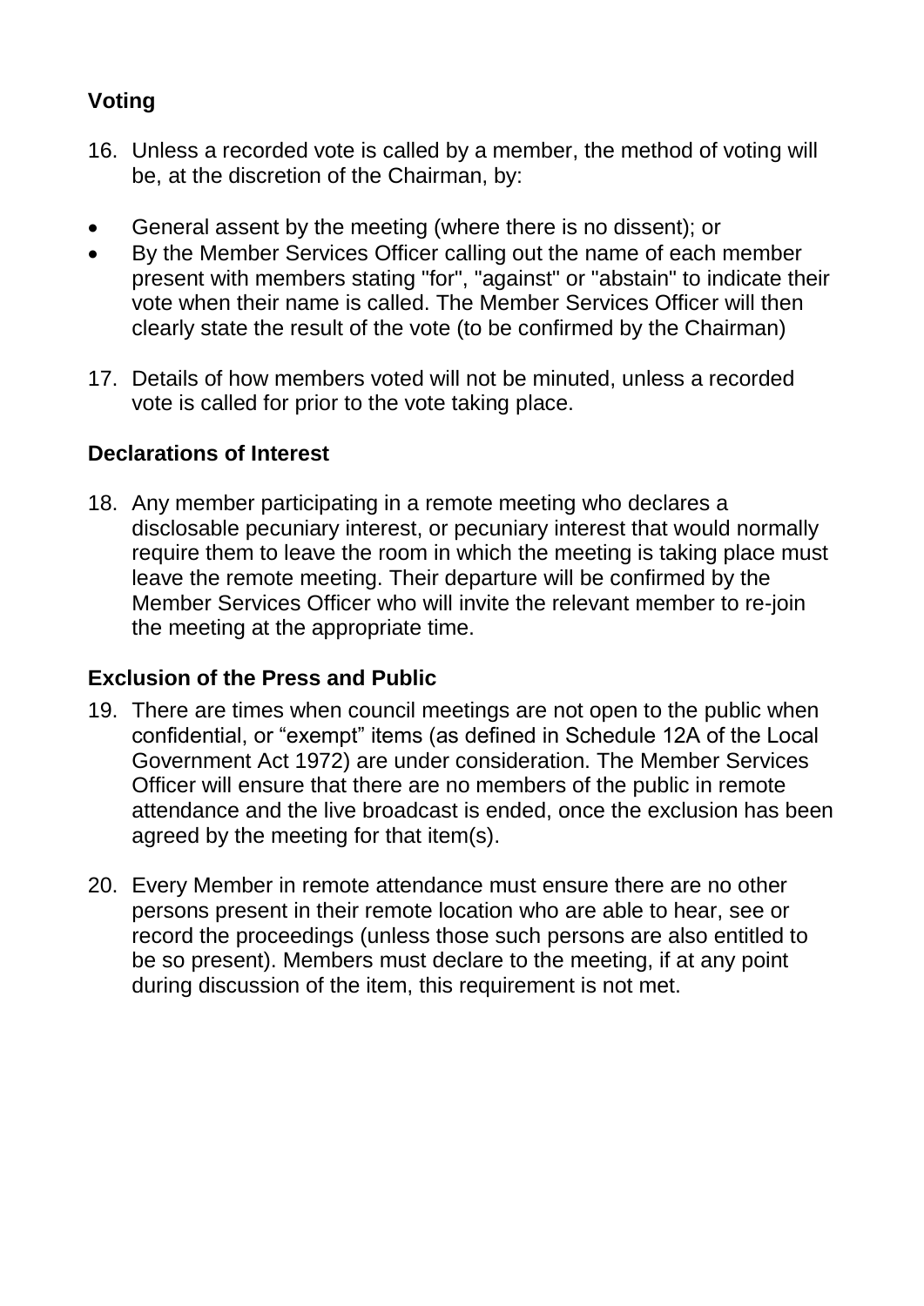## Voting

16. Unless a recorded vote is called by a member, the method of voting will be, at the discretion of the Chairman, by:

- General assent by the meeting (where there is no dissent); or
- By the Member Services Officer calling out the name of each member present with members stating "for", "against" or "abstain" to indicate their vote when their name is called. The Member Services Officer will then clearly state the result of the vote (to be confirmed by the Chairman)

17. Details of how members voted will not be minuted, unless a recorded vote is called for prior to the vote taking place.

## Declarations of Interest

18. Any member participating in a remote meeting who declares a disclosable pecuniary interest, or pecuniary interest that would normally require them to leave the room in which the meeting is taking place must leave the remote meeting. Their departure will be confirmed by the Member Services Officer who will invite the relevant member to re-join the meeting at the appropriate time.

## Exclusion of the Press and Public

19. There are times when council meetings are not open to the public when confidential, or "exempt" items (as defined in Schedule 12A of the Local Government Act 1972) are under consideration. The Member Services Officer will ensure that there are no members of the public in remote attendance and the live broadcast is ended, once the exclusion has been agreed by the meeting for that item(s).

20. Every Member in remote attendance must ensure there are no other persons present in their remote location who are able to hear, see or record the proceedings (unless those such persons are also entitled to be so present). Members must declare to the meeting, if at any point during discussion of the item, this requirement is not met.